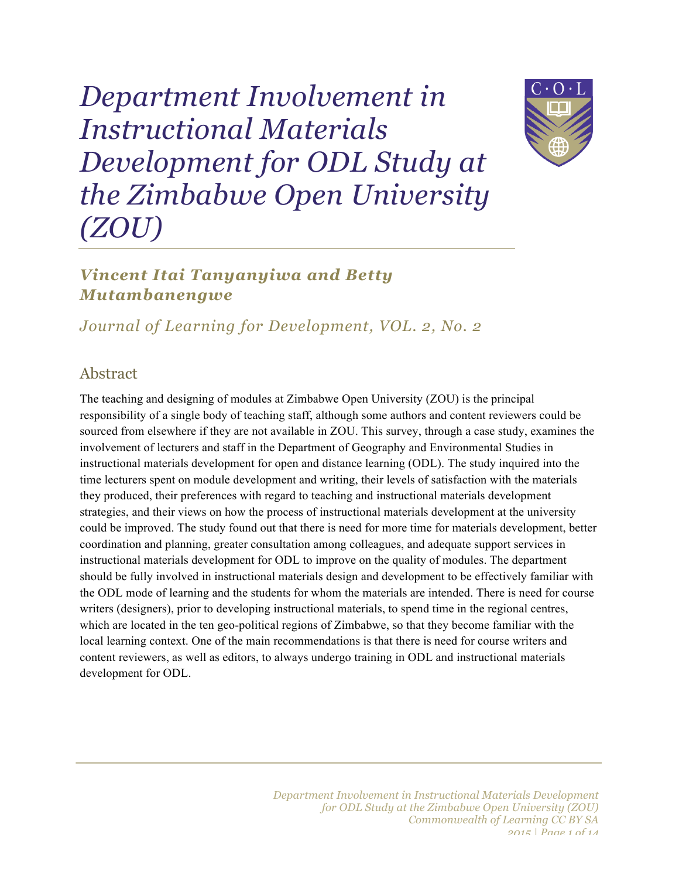# Department Involvement in Instructional Materials Development for ODL Study at the Zimbabwe Open University (ZOU)

**Vincent Itai Tanyanyiwa and Betty Mutambanengwe**

*Journal of Learning for Development, VOL. 2, No. 2*

## Abstract

The teaching and designing of modules at Zimbabwe Open University (ZOU) is the principal responsibility of a single body of teaching staff, although some authors and content reviewers could be sourced from elsewhere if they are not available in ZOU. This survey, through a case study, examines the involvement of lecturers and staff in the Department of Geography and Environmental Studies in instructional materials development for open and distance learning (ODL). The study inquired into the time lecturers spent on module development and writing, their levels of satisfaction with the materials they produced, their preferences with regard to teaching and instructional materials development strategies, and their views on how the process of instructional materials development at the university could be improved. The study found out that there is need for more time for materials development, better coordination and planning, greater consultation among colleagues, and adequate support services in instructional materials development for ODL to improve on the quality of modules. The department should be fully involved in instructional materials design and development to be effectively familiar with the ODL mode of learning and the students for whom the materials are intended. There is need for course writers (designers), prior to developing instructional materials, to spend time in the regional centres, which are located in the ten geo-political regions of Zimbabwe, so that they become familiar with the local learning context. One of the main recommendations is that there is need for course writers and content reviewers, as well as editors, to always undergo training in ODL and instructional materials development for ODL.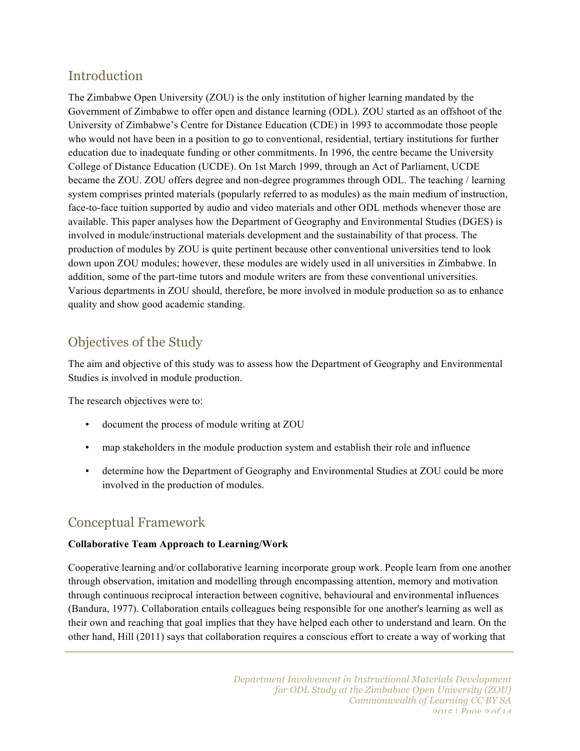## Introduction

The Zimbabwe Open University (ZOU) is the only institution of higher learning mandated by the Government of Zimbabwe to offer open and distance learning (ODL). ZOU started as an offshoot of the University of Zimbabwe's Centre for Distance Education (CDE) in 1993 to accommodate those people who would not have been in a position to go to conventional, residential, tertiary institutions for further education due to inadequate funding or other commitments. In 1996, the centre became the University College of Distance Education (UCDE). On 1st March 1999, through an Act of Parliament, UCDE became the ZOU. ZOU offers degree and non-degree programmes through ODL. The teaching / learning system comprises printed materials (popularly referred to as modules) as the main medium of instruction, face-to-face tuition supported by audio and video materials and other ODL methods whenever those are available. This paper analyses how the Department of Geography and Environmental Studies (DGES) is involved in module/instructional materials development and the sustainability of that process. The production of modules by ZOU is quite pertinent because other conventional universities tend to look down upon ZOU modules; however, these modules are widely used in all universities in Zimbabwe. In addition, some of the part-time tutors and module writers are from these conventional universities. Various departments in ZOU should, therefore, be more involved in module production so as to enhance quality and show good academic standing.

## Objectives of the Study

The aim and objective of this study was to assess how the Department of Geography and Environmental Studies is involved in module production.

The research objectives were to:

- document the process of module writing at ZOU
- map stakeholders in the module production system and establish their role and influence
- determine how the Department of Geography and Environmental Studies at ZOU could be more involved in the production of modules.

## Conceptual Framework

**Collaborative Team Approach to Learning/Work**

Cooperative learning and/or collaborative learning incorporate group work. People learn from one another through observation, imitation and modelling through encompassing attention, memory and motivation through continuous reciprocal interaction between cognitive, behavioural and environmental influences (Bandura, 1977). Collaboration entails colleagues being responsible for one another's learning as well as their own and reaching that goal implies that they have helped each other to understand and learn. On the other hand, Hill (2011) says that collaboration requires a conscious effort to create a way of working that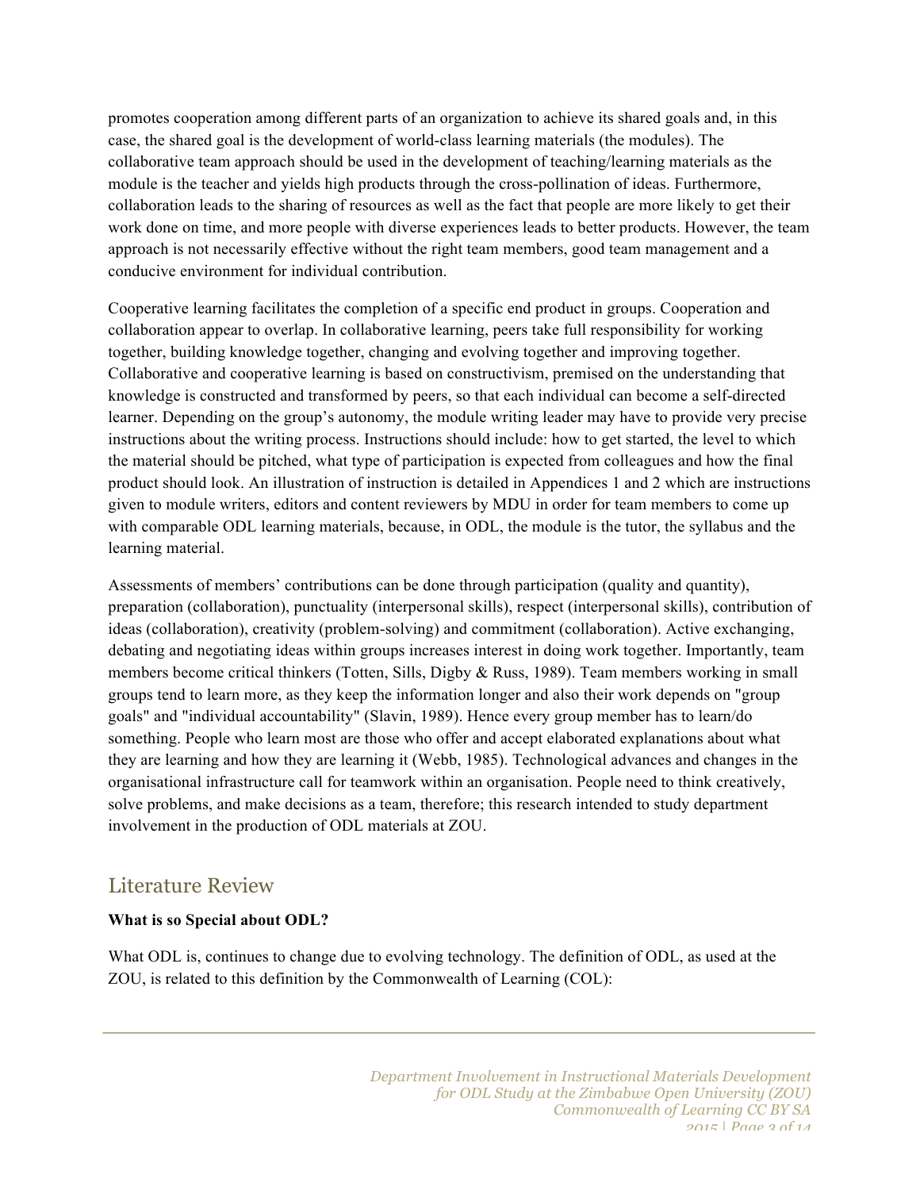promotes cooperation among different parts of an organization to achieve its shared goals and, in this case, the shared goal is the development of world-class learning materials (the modules). The collaborative team approach should be used in the development of teaching/learning materials as the module is the teacher and yields high products through the cross-pollination of ideas. Furthermore, collaboration leads to the sharing of resources as well as the fact that people are more likely to get their work done on time, and more people with diverse experiences leads to better products. However, the team approach is not necessarily effective without the right team members, good team management and a conducive environment for individual contribution.

Cooperative learning facilitates the completion of a specific end product in groups. Cooperation and collaboration appear to overlap. In collaborative learning, peers take full responsibility for working together, building knowledge together, changing and evolving together and improving together. Collaborative and cooperative learning is based on constructivism, premised on the understanding that knowledge is constructed and transformed by peers, so that each individual can become a self-directed learner. Depending on the group's autonomy, the module writing leader may have to provide very precise instructions about the writing process. Instructions should include: how to get started, the level to which the material should be pitched, what type of participation is expected from colleagues and how the final product should look. An illustration of instruction is detailed in Appendices 1 and 2 which are instructions given to module writers, editors and content reviewers by MDU in order for team members to come up with comparable ODL learning materials, because, in ODL, the module is the tutor, the syllabus and the learning material.

Assessments of members' contributions can be done through participation (quality and quantity), preparation (collaboration), punctuality (interpersonal skills), respect (interpersonal skills), contribution of ideas (collaboration), creativity (problem-solving) and commitment (collaboration). Active exchanging, debating and negotiating ideas within groups increases interest in doing work together. Importantly, team members become critical thinkers (Totten, Sills, Digby & Russ, 1989). Team members working in small groups tend to learn more, as they keep the information longer and also their work depends on "group goals" and "individual accountability" (Slavin, 1989). Hence every group member has to learn/do something. People who learn most are those who offer and accept elaborated explanations about what they are learning and how they are learning it (Webb, 1985). Technological advances and changes in the organisational infrastructure call for teamwork within an organisation. People need to think creatively, solve problems, and make decisions as a team, therefore; this research intended to study department involvement in the production of ODL materials at ZOU.

## Literature Review

**What is so Special about ODL?**

What ODL is, continues to change due to evolving technology. The definition of ODL, as used at the ZOU, is related to this definition by the Commonwealth of Learning (COL):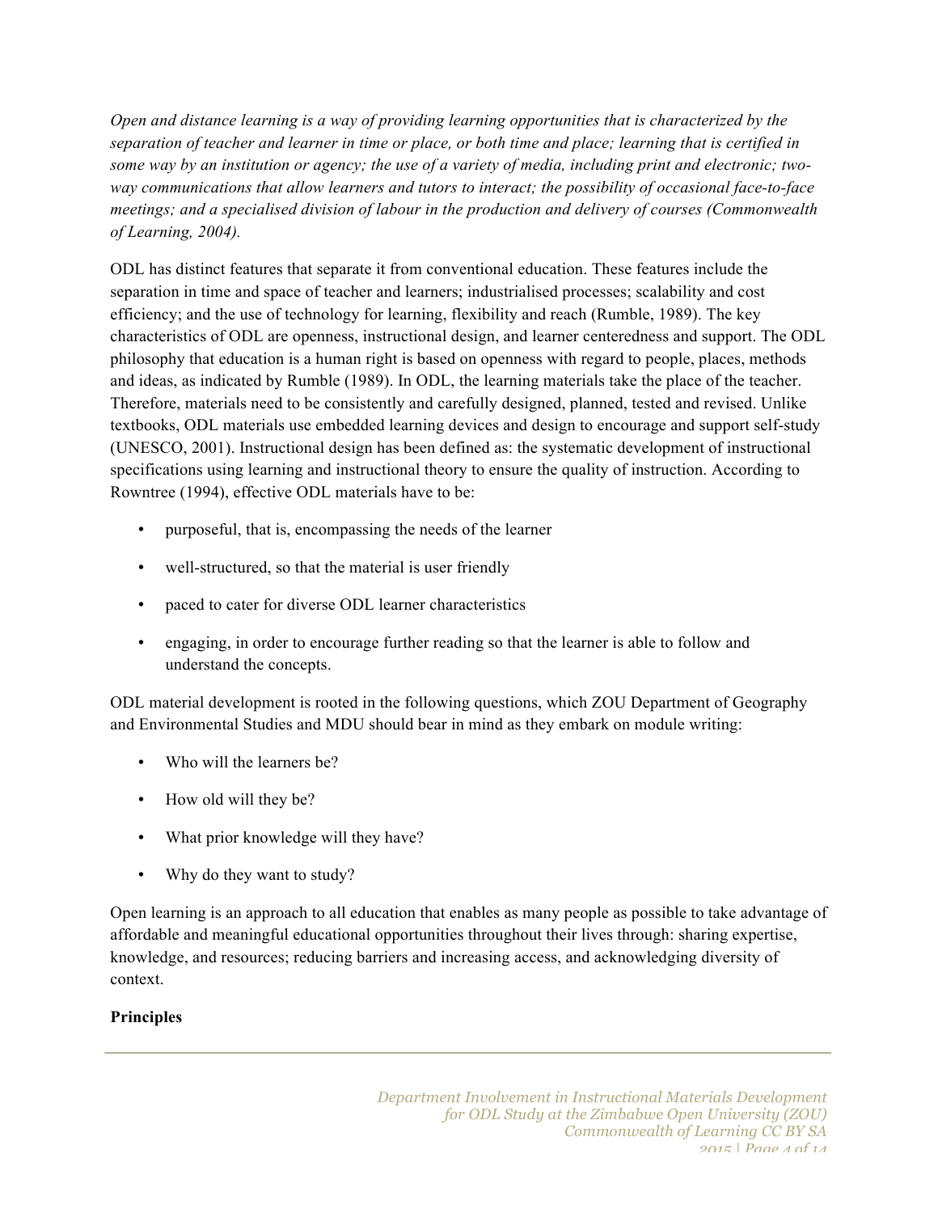*Open and distance learning is a way of providing learning opportunities that is characterized by the separation of teacher and learner in time or place, or both time and place; learning that is certified in some way by an institution or agency; the use of a variety of media, including print and electronic; two-way communications that allow learners and tutors to interact; the possibility of occasional face-to-face meetings; and a specialised division of labour in the production and delivery of courses (Commonwealth of Learning, 2004).*

ODL has distinct features that separate it from conventional education. These features include the separation in time and space of teacher and learners; industrialised processes; scalability and cost efficiency; and the use of technology for learning, flexibility and reach (Rumble, 1989). The key characteristics of ODL are openness, instructional design, and learner centeredness and support. The ODL philosophy that education is a human right is based on openness with regard to people, places, methods and ideas, as indicated by Rumble (1989). In ODL, the learning materials take the place of the teacher. Therefore, materials need to be consistently and carefully designed, planned, tested and revised. Unlike textbooks, ODL materials use embedded learning devices and design to encourage and support self-study (UNESCO, 2001). Instructional design has been defined as: the systematic development of instructional specifications using learning and instructional theory to ensure the quality of instruction. According to Rowntree (1994), effective ODL materials have to be:

- purposeful, that is, encompassing the needs of the learner
- well-structured, so that the material is user friendly
- paced to cater for diverse ODL learner characteristics
- engaging, in order to encourage further reading so that the learner is able to follow and understand the concepts.

ODL material development is rooted in the following questions, which ZOU Department of Geography and Environmental Studies and MDU should bear in mind as they embark on module writing:

- Who will the learners be?
- How old will they be?
- What prior knowledge will they have?
- Why do they want to study?

Open learning is an approach to all education that enables as many people as possible to take advantage of affordable and meaningful educational opportunities throughout their lives through: sharing expertise, knowledge, and resources; reducing barriers and increasing access, and acknowledging diversity of context.

**Principles**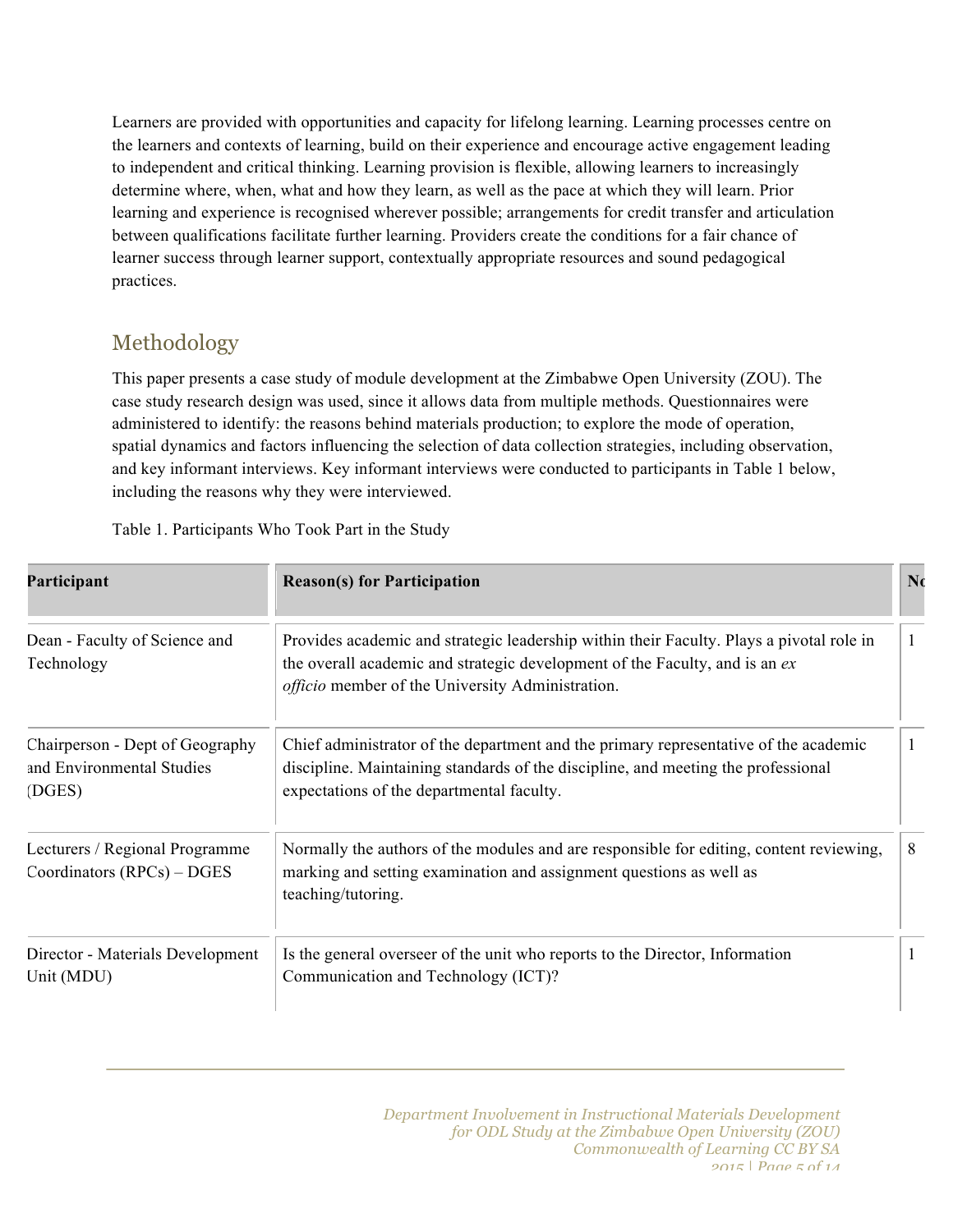Learners are provided with opportunities and capacity for lifelong learning. Learning processes centre on the learners and contexts of learning, build on their experience and encourage active engagement leading to independent and critical thinking. Learning provision is flexible, allowing learners to increasingly determine where, when, what and how they learn, as well as the pace at which they will learn. Prior learning and experience is recognised wherever possible; arrangements for credit transfer and articulation between qualifications facilitate further learning. Providers create the conditions for a fair chance of learner success through learner support, contextually appropriate resources and sound pedagogical practices.

## Methodology

This paper presents a case study of module development at the Zimbabwe Open University (ZOU). The case study research design was used, since it allows data from multiple methods. Questionnaires were administered to identify: the reasons behind materials production; to explore the mode of operation, spatial dynamics and factors influencing the selection of data collection strategies, including observation, and key informant interviews. Key informant interviews were conducted to participants in Table 1 below, including the reasons why they were interviewed.

Table 1. Participants Who Took Part in the Study

| Participant | Reason(s) for Participation | No |
| --- | --- | --- |
| Dean - Faculty of Science and Technology | Provides academic and strategic leadership within their Faculty. Plays a pivotal role in the overall academic and strategic development of the Faculty, and is an *ex officio* member of the University Administration. | 1 |
| Chairperson - Dept of Geography and Environmental Studies (DGES) | Chief administrator of the department and the primary representative of the academic discipline. Maintaining standards of the discipline, and meeting the professional expectations of the departmental faculty. | 1 |
| Lecturers / Regional Programme Coordinators (RPCs) – DGES | Normally the authors of the modules and are responsible for editing, content reviewing, marking and setting examination and assignment questions as well as teaching/tutoring. | 8 |
| Director - Materials Development Unit (MDU) | Is the general overseer of the unit who reports to the Director, Information Communication and Technology (ICT)? | 1 |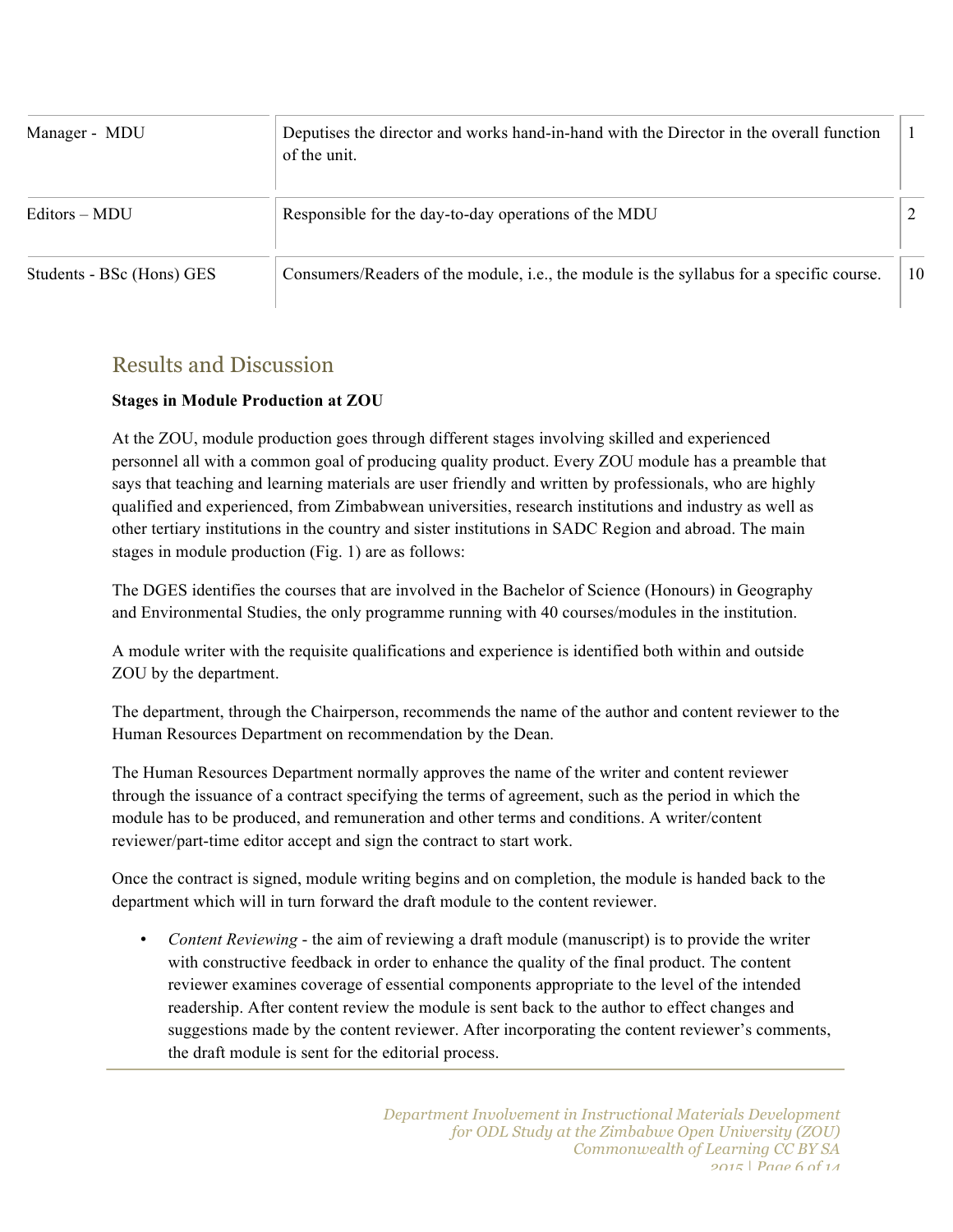| | | |
|---|---|---|
| Manager - MDU | Deputises the director and works hand-in-hand with the Director in the overall function of the unit. | 1 |
| Editors – MDU | Responsible for the day-to-day operations of the MDU | 2 |
| Students - BSc (Hons) GES | Consumers/Readers of the module, i.e., the module is the syllabus for a specific course. | 10 |

## Results and Discussion

**Stages in Module Production at ZOU**

At the ZOU, module production goes through different stages involving skilled and experienced personnel all with a common goal of producing quality product. Every ZOU module has a preamble that says that teaching and learning materials are user friendly and written by professionals, who are highly qualified and experienced, from Zimbabwean universities, research institutions and industry as well as other tertiary institutions in the country and sister institutions in SADC Region and abroad. The main stages in module production (Fig. 1) are as follows:

The DGES identifies the courses that are involved in the Bachelor of Science (Honours) in Geography and Environmental Studies, the only programme running with 40 courses/modules in the institution.

A module writer with the requisite qualifications and experience is identified both within and outside ZOU by the department.

The department, through the Chairperson, recommends the name of the author and content reviewer to the Human Resources Department on recommendation by the Dean.

The Human Resources Department normally approves the name of the writer and content reviewer through the issuance of a contract specifying the terms of agreement, such as the period in which the module has to be produced, and remuneration and other terms and conditions. A writer/content reviewer/part-time editor accept and sign the contract to start work.

Once the contract is signed, module writing begins and on completion, the module is handed back to the department which will in turn forward the draft module to the content reviewer.

- *Content Reviewing* - the aim of reviewing a draft module (manuscript) is to provide the writer with constructive feedback in order to enhance the quality of the final product. The content reviewer examines coverage of essential components appropriate to the level of the intended readership. After content review the module is sent back to the author to effect changes and suggestions made by the content reviewer. After incorporating the content reviewer's comments, the draft module is sent for the editorial process.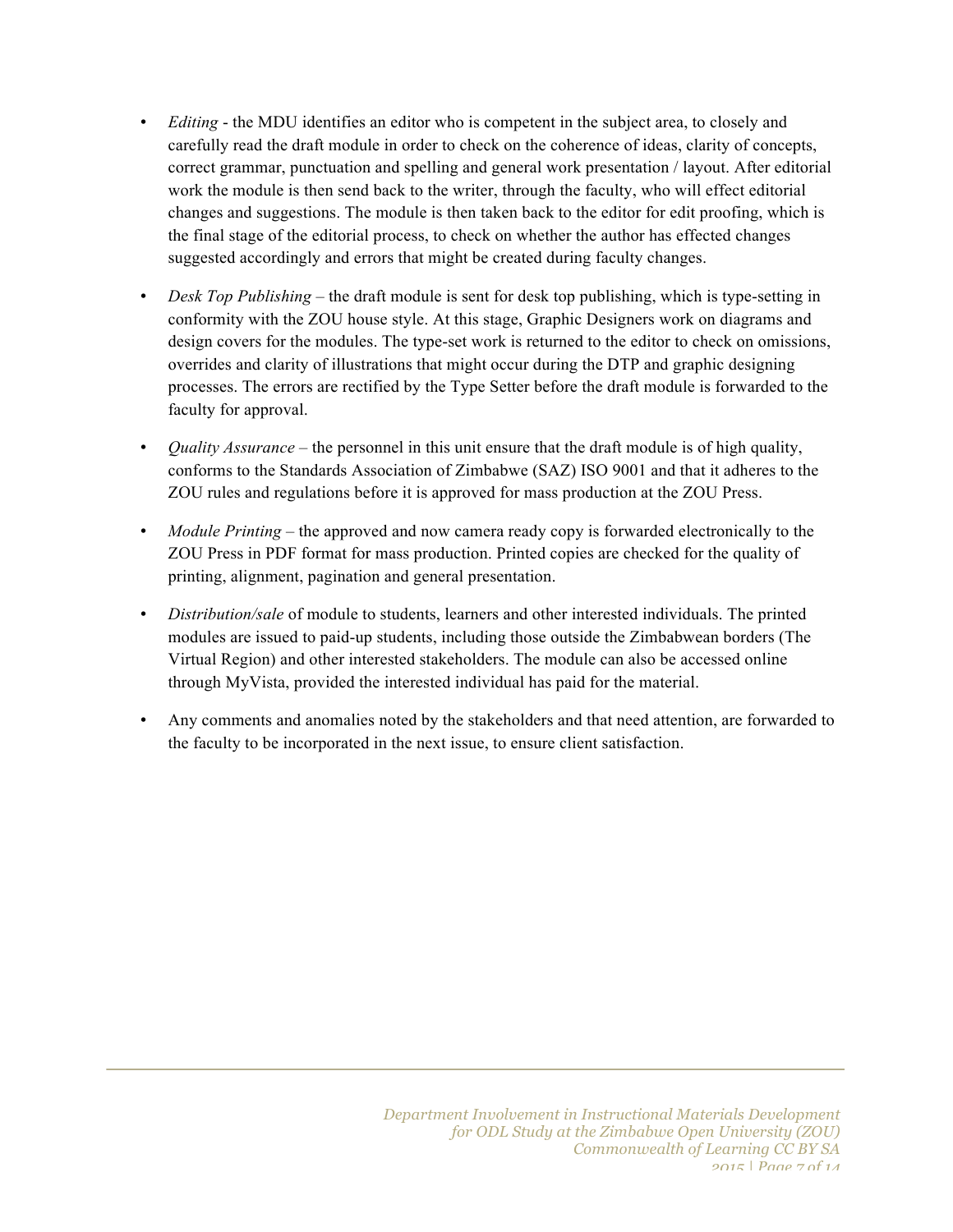- *Editing* - the MDU identifies an editor who is competent in the subject area, to closely and carefully read the draft module in order to check on the coherence of ideas, clarity of concepts, correct grammar, punctuation and spelling and general work presentation / layout. After editorial work the module is then send back to the writer, through the faculty, who will effect editorial changes and suggestions. The module is then taken back to the editor for edit proofing, which is the final stage of the editorial process, to check on whether the author has effected changes suggested accordingly and errors that might be created during faculty changes.

- *Desk Top Publishing* – the draft module is sent for desk top publishing, which is type-setting in conformity with the ZOU house style. At this stage, Graphic Designers work on diagrams and design covers for the modules. The type-set work is returned to the editor to check on omissions, overrides and clarity of illustrations that might occur during the DTP and graphic designing processes. The errors are rectified by the Type Setter before the draft module is forwarded to the faculty for approval.

- *Quality Assurance* – the personnel in this unit ensure that the draft module is of high quality, conforms to the Standards Association of Zimbabwe (SAZ) ISO 9001 and that it adheres to the ZOU rules and regulations before it is approved for mass production at the ZOU Press.

- *Module Printing* – the approved and now camera ready copy is forwarded electronically to the ZOU Press in PDF format for mass production. Printed copies are checked for the quality of printing, alignment, pagination and general presentation.

- *Distribution/sale* of module to students, learners and other interested individuals. The printed modules are issued to paid-up students, including those outside the Zimbabwean borders (The Virtual Region) and other interested stakeholders. The module can also be accessed online through MyVista, provided the interested individual has paid for the material.

- Any comments and anomalies noted by the stakeholders and that need attention, are forwarded to the faculty to be incorporated in the next issue, to ensure client satisfaction.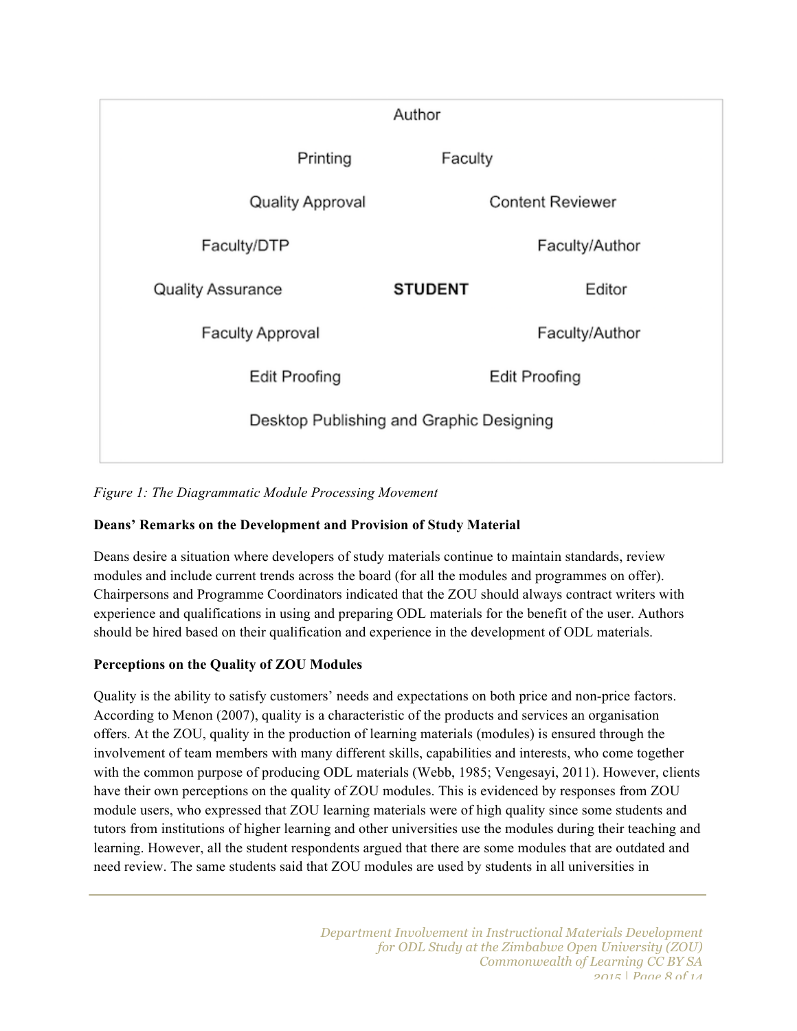Author

Printing Faculty

Quality Approval Content Reviewer

Faculty/DTP Faculty/Author

Quality Assurance **STUDENT** Editor

Faculty Approval Faculty/Author

Edit Proofing Edit Proofing

Desktop Publishing and Graphic Designing

*Figure 1: The Diagrammatic Module Processing Movement*

**Deans' Remarks on the Development and Provision of Study Material**

Deans desire a situation where developers of study materials continue to maintain standards, review modules and include current trends across the board (for all the modules and programmes on offer). Chairpersons and Programme Coordinators indicated that the ZOU should always contract writers with experience and qualifications in using and preparing ODL materials for the benefit of the user. Authors should be hired based on their qualification and experience in the development of ODL materials.

**Perceptions on the Quality of ZOU Modules**

Quality is the ability to satisfy customers' needs and expectations on both price and non-price factors. According to Menon (2007), quality is a characteristic of the products and services an organisation offers. At the ZOU, quality in the production of learning materials (modules) is ensured through the involvement of team members with many different skills, capabilities and interests, who come together with the common purpose of producing ODL materials (Webb, 1985; Vengesayi, 2011). However, clients have their own perceptions on the quality of ZOU modules. This is evidenced by responses from ZOU module users, who expressed that ZOU learning materials were of high quality since some students and tutors from institutions of higher learning and other universities use the modules during their teaching and learning. However, all the student respondents argued that there are some modules that are outdated and need review. The same students said that ZOU modules are used by students in all universities in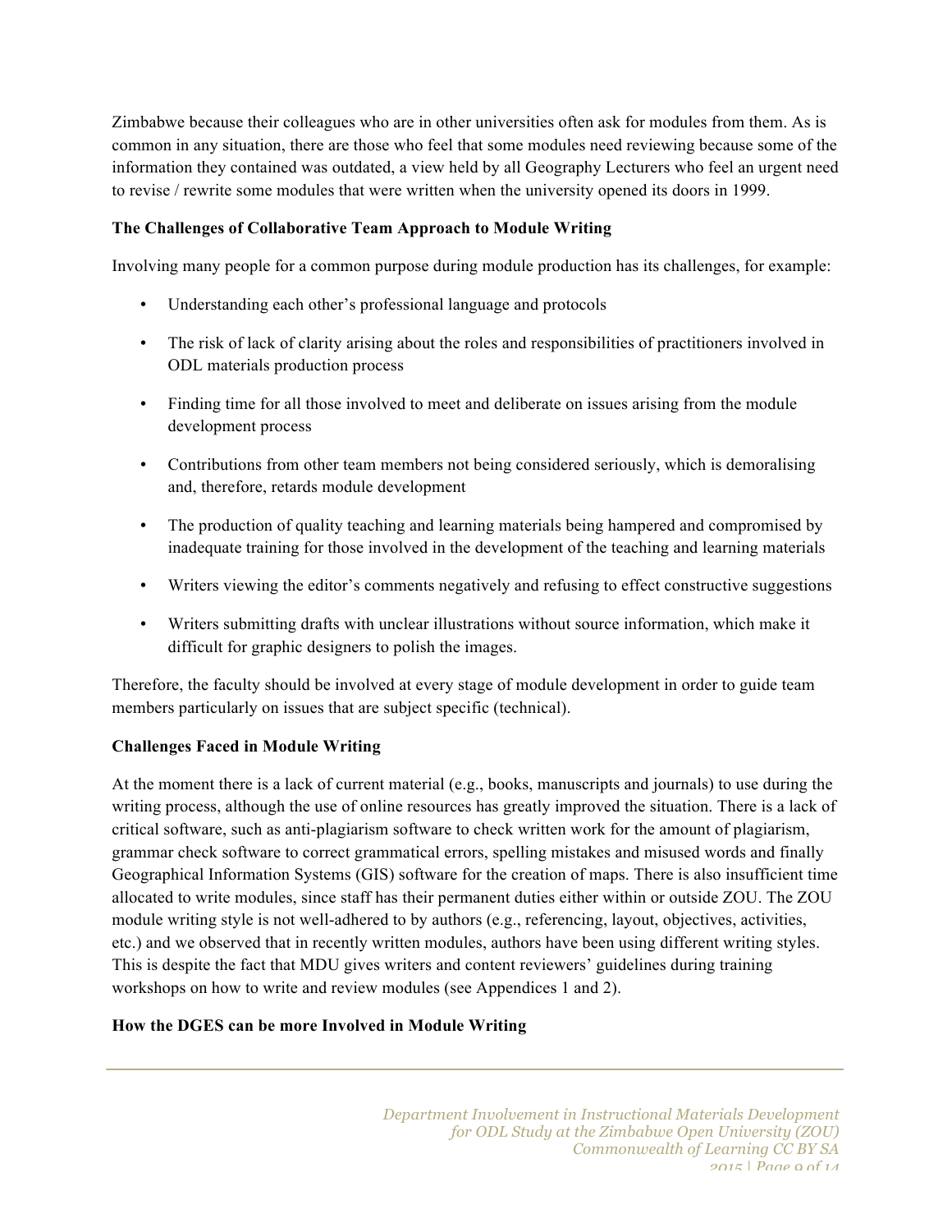Zimbabwe because their colleagues who are in other universities often ask for modules from them. As is common in any situation, there are those who feel that some modules need reviewing because some of the information they contained was outdated, a view held by all Geography Lecturers who feel an urgent need to revise / rewrite some modules that were written when the university opened its doors in 1999.

**The Challenges of Collaborative Team Approach to Module Writing**

Involving many people for a common purpose during module production has its challenges, for example:

- Understanding each other's professional language and protocols
- The risk of lack of clarity arising about the roles and responsibilities of practitioners involved in ODL materials production process
- Finding time for all those involved to meet and deliberate on issues arising from the module development process
- Contributions from other team members not being considered seriously, which is demoralising and, therefore, retards module development
- The production of quality teaching and learning materials being hampered and compromised by inadequate training for those involved in the development of the teaching and learning materials
- Writers viewing the editor's comments negatively and refusing to effect constructive suggestions
- Writers submitting drafts with unclear illustrations without source information, which make it difficult for graphic designers to polish the images.

Therefore, the faculty should be involved at every stage of module development in order to guide team members particularly on issues that are subject specific (technical).

**Challenges Faced in Module Writing**

At the moment there is a lack of current material (e.g., books, manuscripts and journals) to use during the writing process, although the use of online resources has greatly improved the situation. There is a lack of critical software, such as anti-plagiarism software to check written work for the amount of plagiarism, grammar check software to correct grammatical errors, spelling mistakes and misused words and finally Geographical Information Systems (GIS) software for the creation of maps. There is also insufficient time allocated to write modules, since staff has their permanent duties either within or outside ZOU. The ZOU module writing style is not well-adhered to by authors (e.g., referencing, layout, objectives, activities, etc.) and we observed that in recently written modules, authors have been using different writing styles. This is despite the fact that MDU gives writers and content reviewers' guidelines during training workshops on how to write and review modules (see Appendices 1 and 2).

**How the DGES can be more Involved in Module Writing**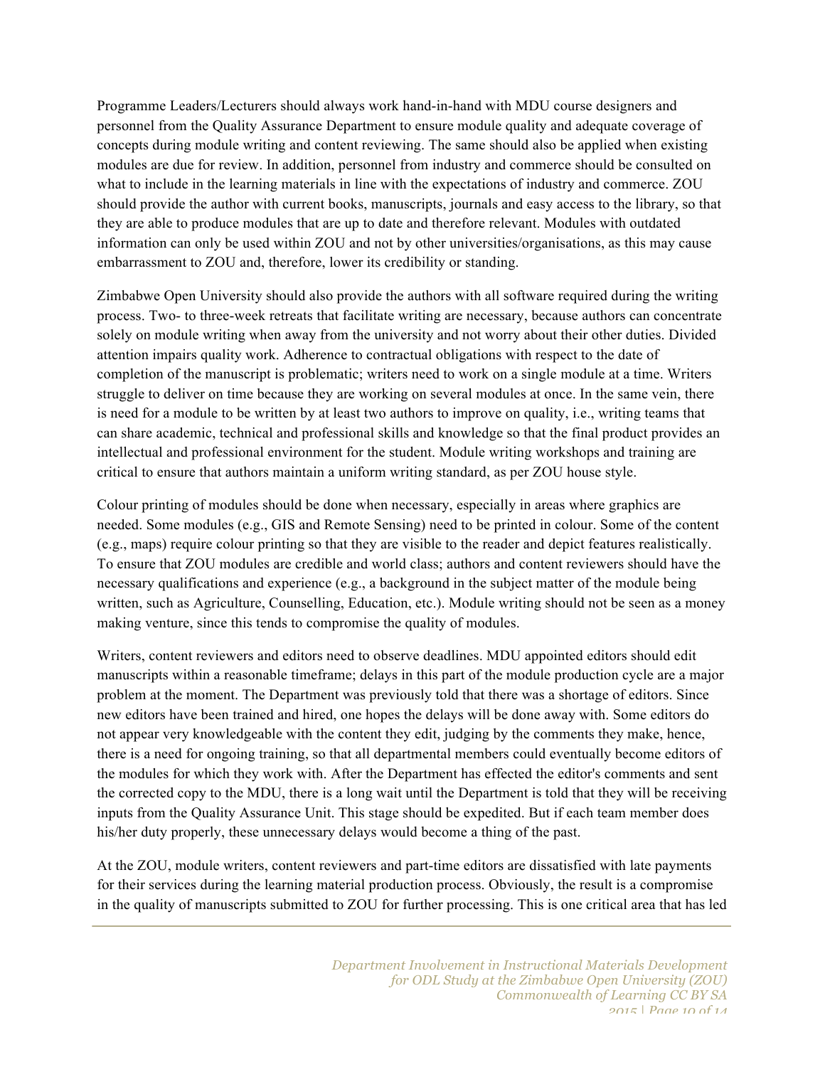Programme Leaders/Lecturers should always work hand-in-hand with MDU course designers and personnel from the Quality Assurance Department to ensure module quality and adequate coverage of concepts during module writing and content reviewing. The same should also be applied when existing modules are due for review. In addition, personnel from industry and commerce should be consulted on what to include in the learning materials in line with the expectations of industry and commerce. ZOU should provide the author with current books, manuscripts, journals and easy access to the library, so that they are able to produce modules that are up to date and therefore relevant. Modules with outdated information can only be used within ZOU and not by other universities/organisations, as this may cause embarrassment to ZOU and, therefore, lower its credibility or standing.

Zimbabwe Open University should also provide the authors with all software required during the writing process. Two- to three-week retreats that facilitate writing are necessary, because authors can concentrate solely on module writing when away from the university and not worry about their other duties. Divided attention impairs quality work. Adherence to contractual obligations with respect to the date of completion of the manuscript is problematic; writers need to work on a single module at a time. Writers struggle to deliver on time because they are working on several modules at once. In the same vein, there is need for a module to be written by at least two authors to improve on quality, i.e., writing teams that can share academic, technical and professional skills and knowledge so that the final product provides an intellectual and professional environment for the student. Module writing workshops and training are critical to ensure that authors maintain a uniform writing standard, as per ZOU house style.

Colour printing of modules should be done when necessary, especially in areas where graphics are needed. Some modules (e.g., GIS and Remote Sensing) need to be printed in colour. Some of the content (e.g., maps) require colour printing so that they are visible to the reader and depict features realistically. To ensure that ZOU modules are credible and world class; authors and content reviewers should have the necessary qualifications and experience (e.g., a background in the subject matter of the module being written, such as Agriculture, Counselling, Education, etc.). Module writing should not be seen as a money making venture, since this tends to compromise the quality of modules.

Writers, content reviewers and editors need to observe deadlines. MDU appointed editors should edit manuscripts within a reasonable timeframe; delays in this part of the module production cycle are a major problem at the moment. The Department was previously told that there was a shortage of editors. Since new editors have been trained and hired, one hopes the delays will be done away with. Some editors do not appear very knowledgeable with the content they edit, judging by the comments they make, hence, there is a need for ongoing training, so that all departmental members could eventually become editors of the modules for which they work with. After the Department has effected the editor's comments and sent the corrected copy to the MDU, there is a long wait until the Department is told that they will be receiving inputs from the Quality Assurance Unit. This stage should be expedited. But if each team member does his/her duty properly, these unnecessary delays would become a thing of the past.

At the ZOU, module writers, content reviewers and part-time editors are dissatisfied with late payments for their services during the learning material production process. Obviously, the result is a compromise in the quality of manuscripts submitted to ZOU for further processing. This is one critical area that has led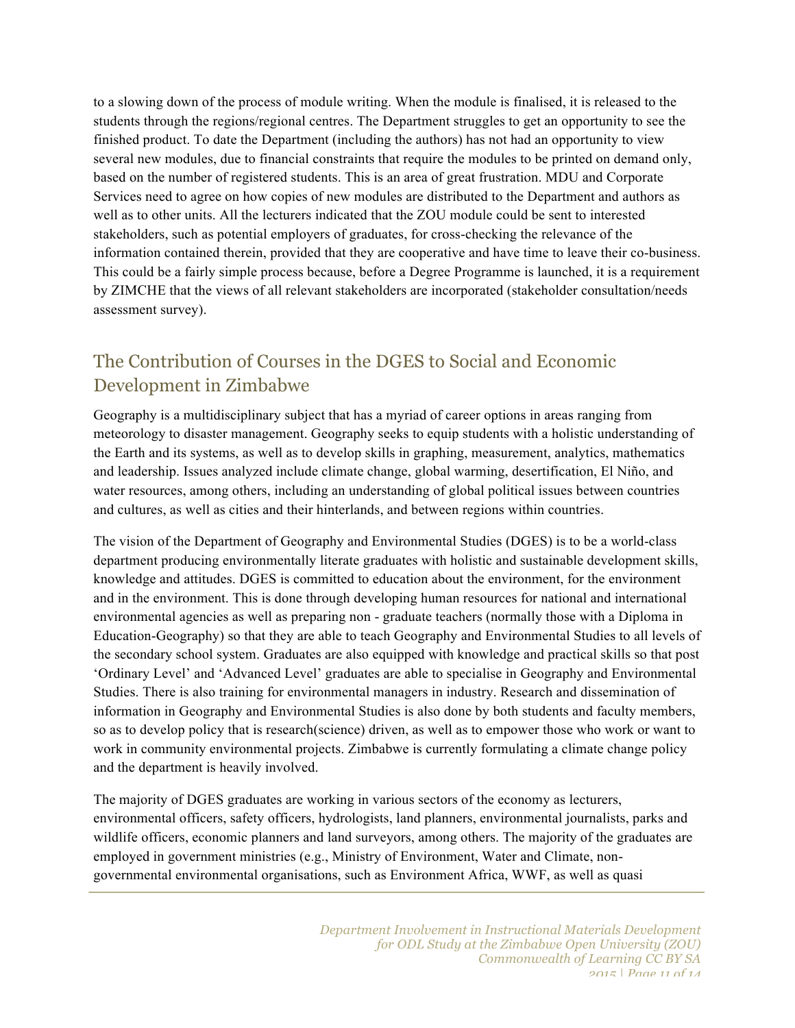to a slowing down of the process of module writing. When the module is finalised, it is released to the students through the regions/regional centres. The Department struggles to get an opportunity to see the finished product. To date the Department (including the authors) has not had an opportunity to view several new modules, due to financial constraints that require the modules to be printed on demand only, based on the number of registered students. This is an area of great frustration. MDU and Corporate Services need to agree on how copies of new modules are distributed to the Department and authors as well as to other units. All the lecturers indicated that the ZOU module could be sent to interested stakeholders, such as potential employers of graduates, for cross-checking the relevance of the information contained therein, provided that they are cooperative and have time to leave their co-business. This could be a fairly simple process because, before a Degree Programme is launched, it is a requirement by ZIMCHE that the views of all relevant stakeholders are incorporated (stakeholder consultation/needs assessment survey).

## The Contribution of Courses in the DGES to Social and Economic Development in Zimbabwe

Geography is a multidisciplinary subject that has a myriad of career options in areas ranging from meteorology to disaster management. Geography seeks to equip students with a holistic understanding of the Earth and its systems, as well as to develop skills in graphing, measurement, analytics, mathematics and leadership. Issues analyzed include climate change, global warming, desertification, El Niño, and water resources, among others, including an understanding of global political issues between countries and cultures, as well as cities and their hinterlands, and between regions within countries.

The vision of the Department of Geography and Environmental Studies (DGES) is to be a world-class department producing environmentally literate graduates with holistic and sustainable development skills, knowledge and attitudes. DGES is committed to education about the environment, for the environment and in the environment. This is done through developing human resources for national and international environmental agencies as well as preparing non - graduate teachers (normally those with a Diploma in Education-Geography) so that they are able to teach Geography and Environmental Studies to all levels of the secondary school system. Graduates are also equipped with knowledge and practical skills so that post 'Ordinary Level' and 'Advanced Level' graduates are able to specialise in Geography and Environmental Studies. There is also training for environmental managers in industry. Research and dissemination of information in Geography and Environmental Studies is also done by both students and faculty members, so as to develop policy that is research(science) driven, as well as to empower those who work or want to work in community environmental projects. Zimbabwe is currently formulating a climate change policy and the department is heavily involved.

The majority of DGES graduates are working in various sectors of the economy as lecturers, environmental officers, safety officers, hydrologists, land planners, environmental journalists, parks and wildlife officers, economic planners and land surveyors, among others. The majority of the graduates are employed in government ministries (e.g., Ministry of Environment, Water and Climate, non-governmental environmental organisations, such as Environment Africa, WWF, as well as quasi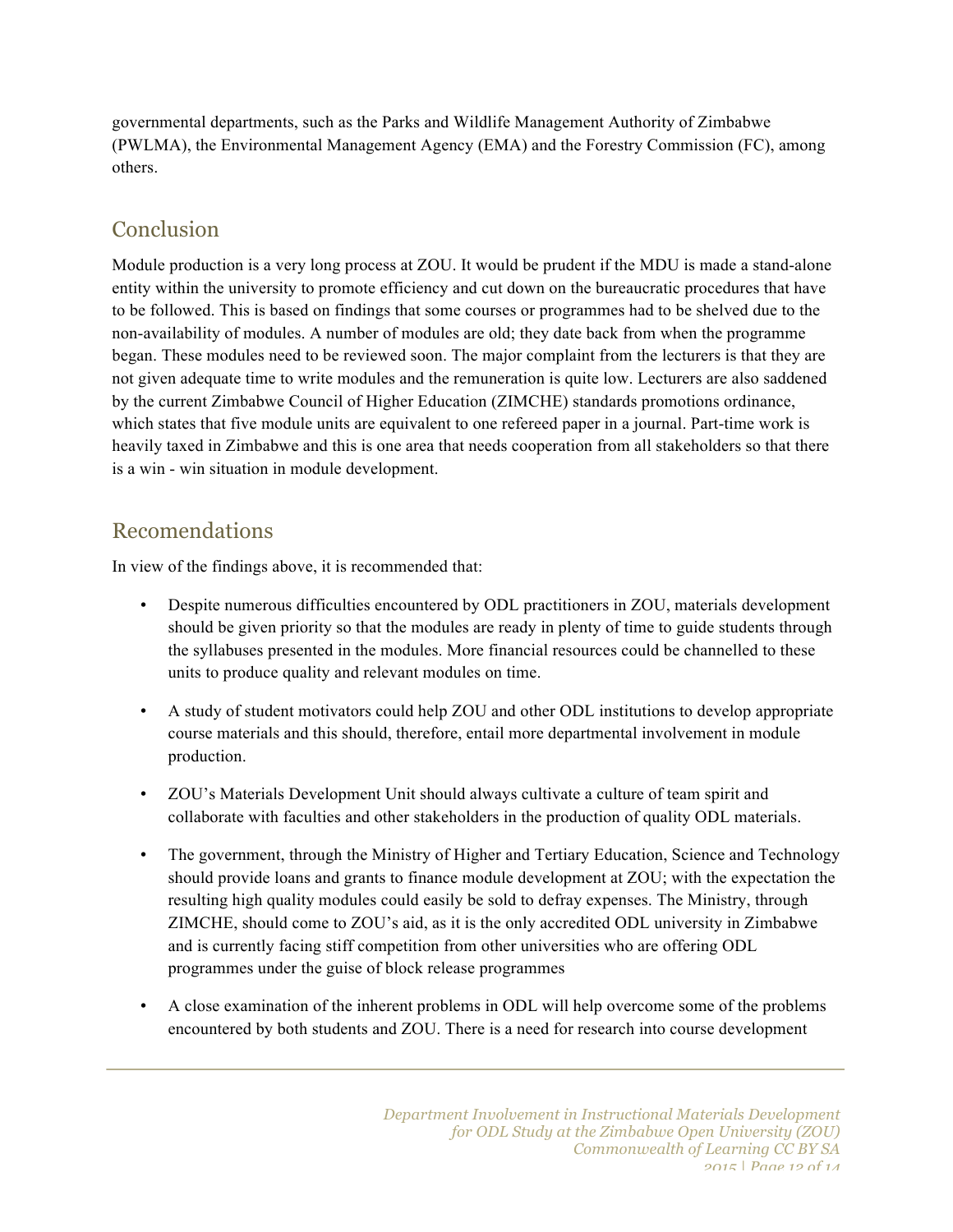governmental departments, such as the Parks and Wildlife Management Authority of Zimbabwe (PWLMA), the Environmental Management Agency (EMA) and the Forestry Commission (FC), among others.

## Conclusion

Module production is a very long process at ZOU. It would be prudent if the MDU is made a stand-alone entity within the university to promote efficiency and cut down on the bureaucratic procedures that have to be followed. This is based on findings that some courses or programmes had to be shelved due to the non-availability of modules. A number of modules are old; they date back from when the programme began. These modules need to be reviewed soon. The major complaint from the lecturers is that they are not given adequate time to write modules and the remuneration is quite low. Lecturers are also saddened by the current Zimbabwe Council of Higher Education (ZIMCHE) standards promotions ordinance, which states that five module units are equivalent to one refereed paper in a journal. Part-time work is heavily taxed in Zimbabwe and this is one area that needs cooperation from all stakeholders so that there is a win - win situation in module development.

## Recomendations

In view of the findings above, it is recommended that:

- Despite numerous difficulties encountered by ODL practitioners in ZOU, materials development should be given priority so that the modules are ready in plenty of time to guide students through the syllabuses presented in the modules. More financial resources could be channelled to these units to produce quality and relevant modules on time.
- A study of student motivators could help ZOU and other ODL institutions to develop appropriate course materials and this should, therefore, entail more departmental involvement in module production.
- ZOU's Materials Development Unit should always cultivate a culture of team spirit and collaborate with faculties and other stakeholders in the production of quality ODL materials.
- The government, through the Ministry of Higher and Tertiary Education, Science and Technology should provide loans and grants to finance module development at ZOU; with the expectation the resulting high quality modules could easily be sold to defray expenses. The Ministry, through ZIMCHE, should come to ZOU's aid, as it is the only accredited ODL university in Zimbabwe and is currently facing stiff competition from other universities who are offering ODL programmes under the guise of block release programmes
- A close examination of the inherent problems in ODL will help overcome some of the problems encountered by both students and ZOU. There is a need for research into course development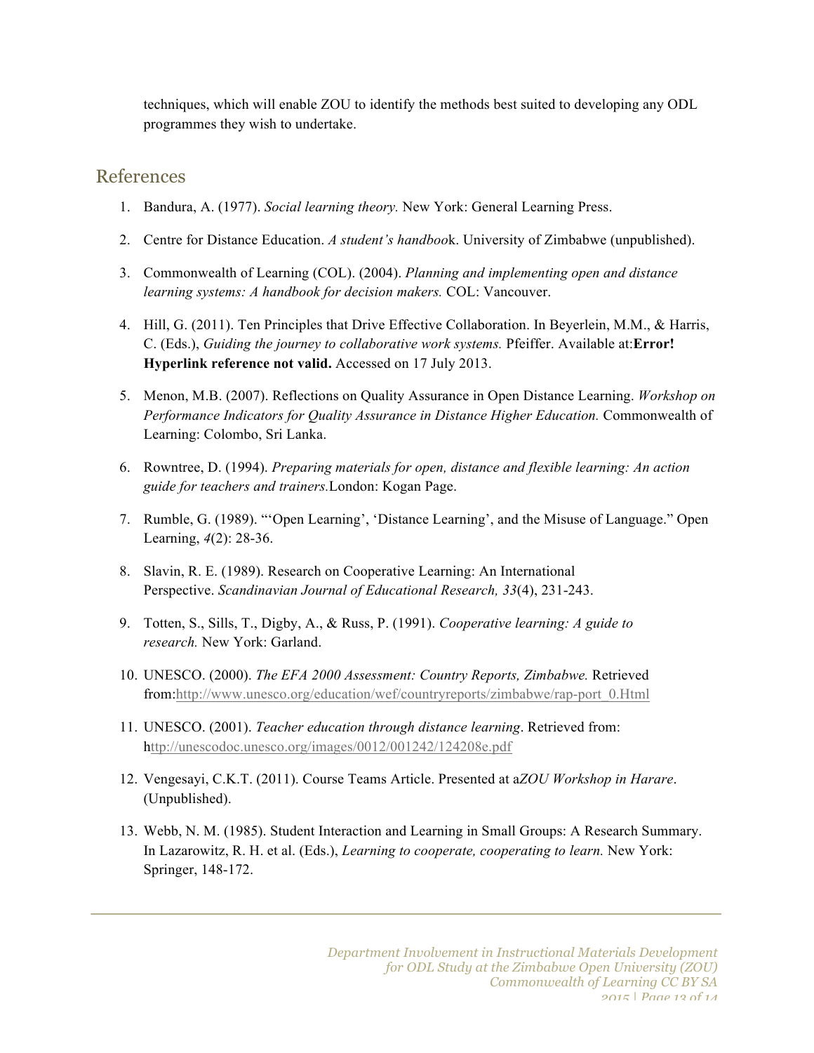techniques, which will enable ZOU to identify the methods best suited to developing any ODL programmes they wish to undertake.

## References

1. Bandura, A. (1977). *Social learning theory.* New York: General Learning Press.

2. Centre for Distance Education. *A student's handboo*k. University of Zimbabwe (unpublished).

3. Commonwealth of Learning (COL). (2004). *Planning and implementing open and distance learning systems: A handbook for decision makers.* COL: Vancouver.

4. Hill, G. (2011). Ten Principles that Drive Effective Collaboration. In Beyerlein, M.M., & Harris, C. (Eds.), *Guiding the journey to collaborative work systems.* Pfeiffer. Available at:**Error! Hyperlink reference not valid.** Accessed on 17 July 2013.

5. Menon, M.B. (2007). Reflections on Quality Assurance in Open Distance Learning. *Workshop on Performance Indicators for Quality Assurance in Distance Higher Education.* Commonwealth of Learning: Colombo, Sri Lanka.

6. Rowntree, D. (1994). *Preparing materials for open, distance and flexible learning: An action guide for teachers and trainers.*London: Kogan Page.

7. Rumble, G. (1989). "'Open Learning', 'Distance Learning', and the Misuse of Language." Open Learning, *4*(2): 28-36.

8. Slavin, R. E. (1989). Research on Cooperative Learning: An International Perspective. *Scandinavian Journal of Educational Research, 33*(4), 231-243.

9. Totten, S., Sills, T., Digby, A., & Russ, P. (1991). *Cooperative learning: A guide to research.* New York: Garland.

10. UNESCO. (2000). *The EFA 2000 Assessment: Country Reports, Zimbabwe.* Retrieved from:http://www.unesco.org/education/wef/countryreports/zimbabwe/rap-port_0.Html

11. UNESCO. (2001). *Teacher education through distance learning*. Retrieved from: http://unescodoc.unesco.org/images/0012/001242/124208e.pdf

12. Vengesayi, C.K.T. (2011). Course Teams Article. Presented at a*ZOU Workshop in Harare*. (Unpublished).

13. Webb, N. M. (1985). Student Interaction and Learning in Small Groups: A Research Summary. In Lazarowitz, R. H. et al. (Eds.), *Learning to cooperate, cooperating to learn.* New York: Springer, 148-172.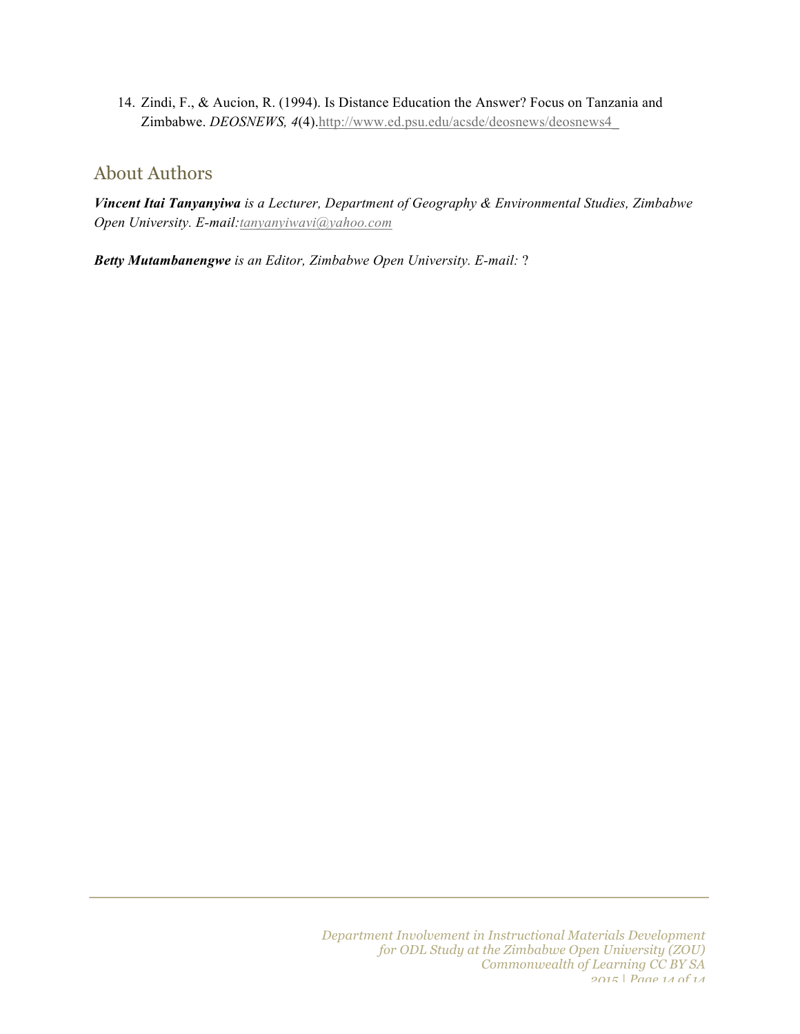14. Zindi, F., & Aucion, R. (1994). Is Distance Education the Answer? Focus on Tanzania and Zimbabwe. *DEOSNEWS, 4*(4).http://www.ed.psu.edu/acsde/deosnews/deosnews4_

## About Authors

***Vincent Itai Tanyanyiwa*** *is a Lecturer, Department of Geography & Environmental Studies, Zimbabwe Open University. E-mail:tanyanyiwavi@yahoo.com*

***Betty Mutambanengwe*** *is an Editor, Zimbabwe Open University. E-mail:* ?